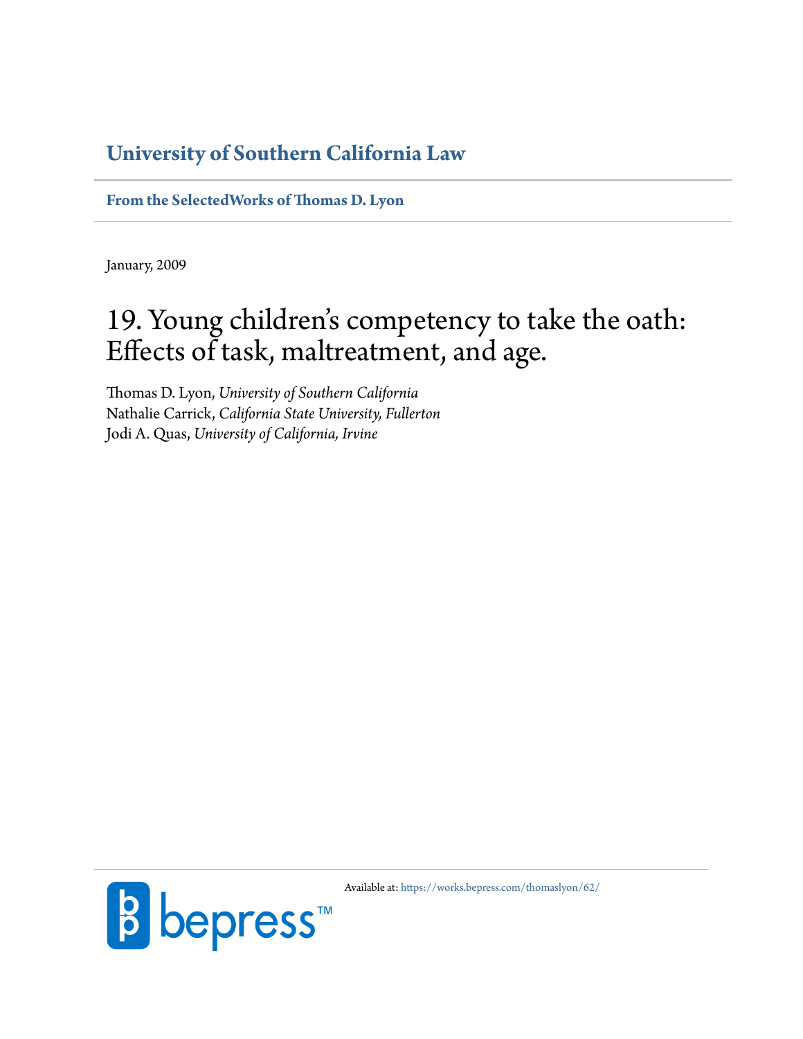## University of Southern California Law

**From the SelectedWorks of Thomas D. Lyon**

January, 2009

# 19. Young children's competency to take the oath: Effects of task, maltreatment, and age.

Thomas D. Lyon, *University of Southern California*
Nathalie Carrick, *California State University, Fullerton*
Jodi A. Quas, *University of California, Irvine*

Available at: https://works.bepress.com/thomaslyon/62/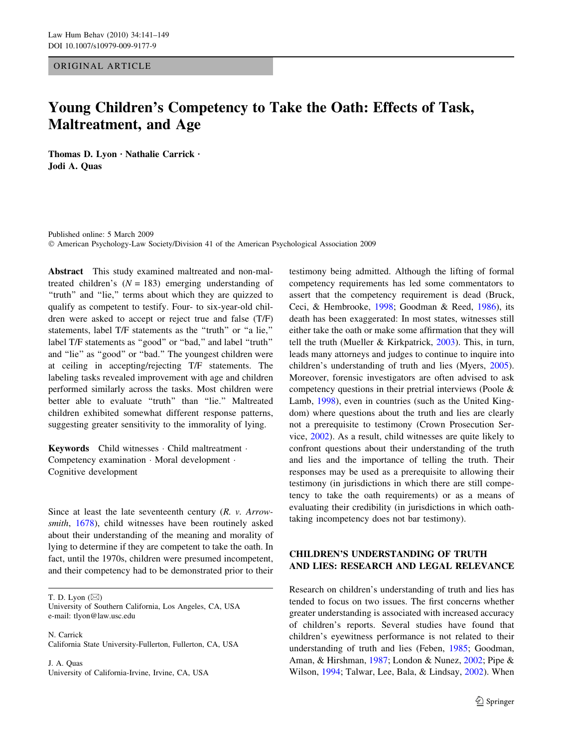# Young Children's Competency to Take the Oath: Effects of Task, Maltreatment, and Age

**Thomas D. Lyon · Nathalie Carrick · Jodi A. Quas**

Published online: 5 March 2009
© American Psychology-Law Society/Division 41 of the American Psychological Association 2009

**Abstract** This study examined maltreated and non-maltreated children's ($N = 183$) emerging understanding of "truth" and "lie," terms about which they are quizzed to qualify as competent to testify. Four- to six-year-old children were asked to accept or reject true and false (T/F) statements, label T/F statements as the "truth" or "a lie," label T/F statements as "good" or "bad," and label "truth" and "lie" as "good" or "bad." The youngest children were at ceiling in accepting/rejecting T/F statements. The labeling tasks revealed improvement with age and children performed similarly across the tasks. Most children were better able to evaluate "truth" than "lie." Maltreated children exhibited somewhat different response patterns, suggesting greater sensitivity to the immorality of lying.

**Keywords** Child witnesses · Child maltreatment · Competency examination · Moral development · Cognitive development

Since at least the late seventeenth century (*R. v. Arrowsmith*, 1678), child witnesses have been routinely asked about their understanding of the meaning and morality of lying to determine if they are competent to take the oath. In fact, until the 1970s, children were presumed incompetent, and their competency had to be demonstrated prior to their testimony being admitted. Although the lifting of formal competency requirements has led some commentators to assert that the competency requirement is dead (Bruck, Ceci, & Hembrooke, 1998; Goodman & Reed, 1986), its death has been exaggerated: In most states, witnesses still either take the oath or make some affirmation that they will tell the truth (Mueller & Kirkpatrick, 2003). This, in turn, leads many attorneys and judges to continue to inquire into children's understanding of truth and lies (Myers, 2005). Moreover, forensic investigators are often advised to ask competency questions in their pretrial interviews (Poole & Lamb, 1998), even in countries (such as the United Kingdom) where questions about the truth and lies are clearly not a prerequisite to testimony (Crown Prosecution Service, 2002). As a result, child witnesses are quite likely to confront questions about their understanding of the truth and lies and the importance of telling the truth. Their responses may be used as a prerequisite to allowing their testimony (in jurisdictions in which there are still competency to take the oath requirements) or as a means of evaluating their credibility (in jurisdictions in which oath-taking incompetency does not bar testimony).

T. D. Lyon (✉)
University of Southern California, Los Angeles, CA, USA
e-mail: tlyon@law.usc.edu

N. Carrick
California State University-Fullerton, Fullerton, CA, USA

J. A. Quas
University of California-Irvine, Irvine, CA, USA

## CHILDREN'S UNDERSTANDING OF TRUTH AND LIES: RESEARCH AND LEGAL RELEVANCE

Research on children's understanding of truth and lies has tended to focus on two issues. The first concerns whether greater understanding is associated with increased accuracy of children's reports. Several studies have found that children's eyewitness performance is not related to their understanding of truth and lies (Feben, 1985; Goodman, Aman, & Hirshman, 1987; London & Nunez, 2002; Pipe & Wilson, 1994; Talwar, Lee, Bala, & Lindsay, 2002). When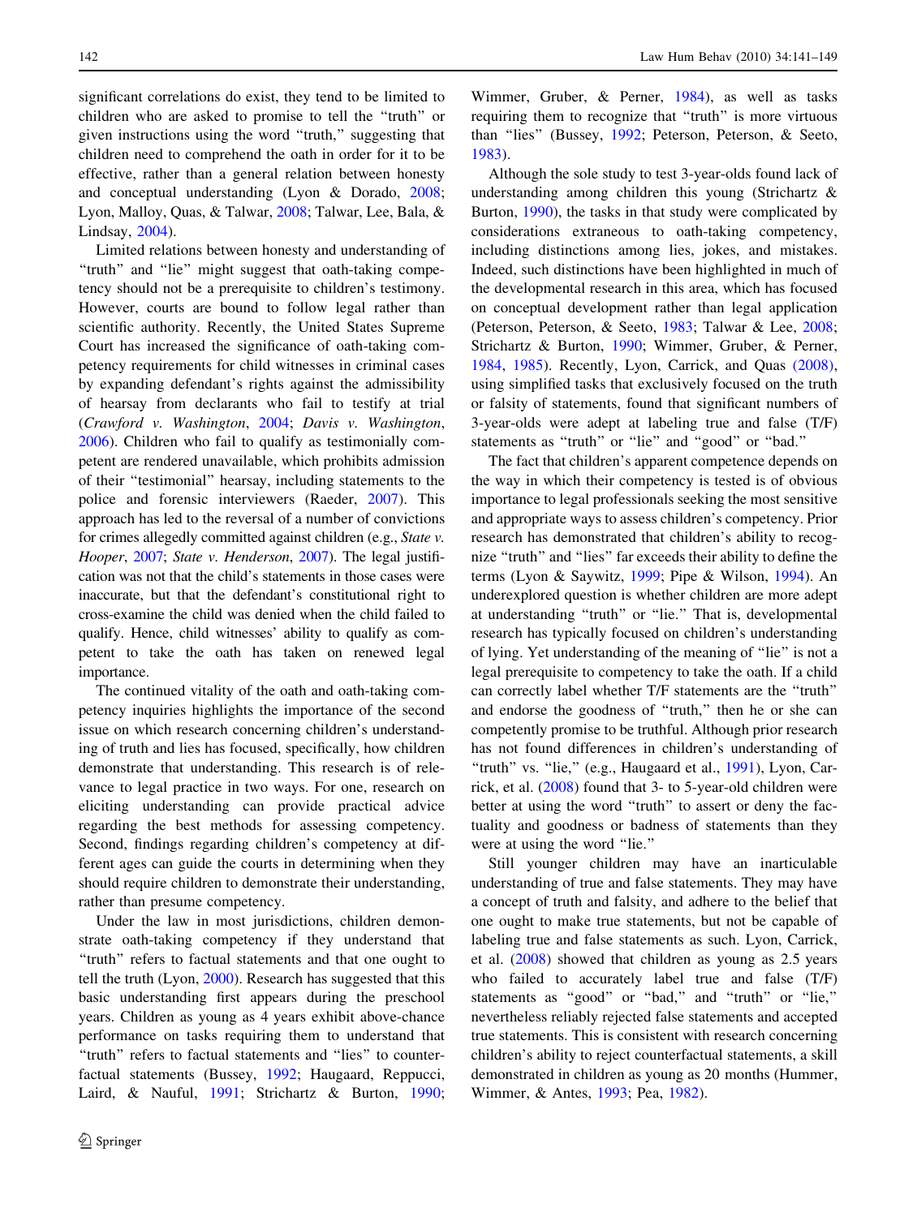significant correlations do exist, they tend to be limited to children who are asked to promise to tell the "truth" or given instructions using the word "truth," suggesting that children need to comprehend the oath in order for it to be effective, rather than a general relation between honesty and conceptual understanding (Lyon & Dorado, 2008; Lyon, Malloy, Quas, & Talwar, 2008; Talwar, Lee, Bala, & Lindsay, 2004).

Limited relations between honesty and understanding of "truth" and "lie" might suggest that oath-taking competency should not be a prerequisite to children's testimony. However, courts are bound to follow legal rather than scientific authority. Recently, the United States Supreme Court has increased the significance of oath-taking competency requirements for child witnesses in criminal cases by expanding defendant's rights against the admissibility of hearsay from declarants who fail to testify at trial (*Crawford v. Washington*, 2004; *Davis v. Washington*, 2006). Children who fail to qualify as testimonially competent are rendered unavailable, which prohibits admission of their "testimonial" hearsay, including statements to the police and forensic interviewers (Raeder, 2007). This approach has led to the reversal of a number of convictions for crimes allegedly committed against children (e.g., *State v. Hooper*, 2007; *State v. Henderson*, 2007). The legal justification was not that the child's statements in those cases were inaccurate, but that the defendant's constitutional right to cross-examine the child was denied when the child failed to qualify. Hence, child witnesses' ability to qualify as competent to take the oath has taken on renewed legal importance.

The continued vitality of the oath and oath-taking competency inquiries highlights the importance of the second issue on which research concerning children's understanding of truth and lies has focused, specifically, how children demonstrate that understanding. This research is of relevance to legal practice in two ways. For one, research on eliciting understanding can provide practical advice regarding the best methods for assessing competency. Second, findings regarding children's competency at different ages can guide the courts in determining when they should require children to demonstrate their understanding, rather than presume competency.

Under the law in most jurisdictions, children demonstrate oath-taking competency if they understand that "truth" refers to factual statements and that one ought to tell the truth (Lyon, 2000). Research has suggested that this basic understanding first appears during the preschool years. Children as young as 4 years exhibit above-chance performance on tasks requiring them to understand that "truth" refers to factual statements and "lies" to counterfactual statements (Bussey, 1992; Haugaard, Reppucci, Laird, & Nauful, 1991; Strichartz & Burton, 1990; Wimmer, Gruber, & Perner, 1984), as well as tasks requiring them to recognize that "truth" is more virtuous than "lies" (Bussey, 1992; Peterson, Peterson, & Seeto, 1983).

Although the sole study to test 3-year-olds found lack of understanding among children this young (Strichartz & Burton, 1990), the tasks in that study were complicated by considerations extraneous to oath-taking competency, including distinctions among lies, jokes, and mistakes. Indeed, such distinctions have been highlighted in much of the developmental research in this area, which has focused on conceptual development rather than legal application (Peterson, Peterson, & Seeto, 1983; Talwar & Lee, 2008; Strichartz & Burton, 1990; Wimmer, Gruber, & Perner, 1984, 1985). Recently, Lyon, Carrick, and Quas (2008), using simplified tasks that exclusively focused on the truth or falsity of statements, found that significant numbers of 3-year-olds were adept at labeling true and false (T/F) statements as "truth" or "lie" and "good" or "bad."

The fact that children's apparent competence depends on the way in which their competency is tested is of obvious importance to legal professionals seeking the most sensitive and appropriate ways to assess children's competency. Prior research has demonstrated that children's ability to recognize "truth" and "lies" far exceeds their ability to define the terms (Lyon & Saywitz, 1999; Pipe & Wilson, 1994). An underexplored question is whether children are more adept at understanding "truth" or "lie." That is, developmental research has typically focused on children's understanding of lying. Yet understanding of the meaning of "lie" is not a legal prerequisite to competency to take the oath. If a child can correctly label whether T/F statements are the "truth" and endorse the goodness of "truth," then he or she can competently promise to be truthful. Although prior research has not found differences in children's understanding of "truth" vs. "lie," (e.g., Haugaard et al., 1991), Lyon, Carrick, et al. (2008) found that 3- to 5-year-old children were better at using the word "truth" to assert or deny the factuality and goodness or badness of statements than they were at using the word "lie."

Still younger children may have an inarticulable understanding of true and false statements. They may have a concept of truth and falsity, and adhere to the belief that one ought to make true statements, but not be capable of labeling true and false statements as such. Lyon, Carrick, et al. (2008) showed that children as young as 2.5 years who failed to accurately label true and false (T/F) statements as "good" or "bad," and "truth" or "lie," nevertheless reliably rejected false statements and accepted true statements. This is consistent with research concerning children's ability to reject counterfactual statements, a skill demonstrated in children as young as 20 months (Hummer, Wimmer, & Antes, 1993; Pea, 1982).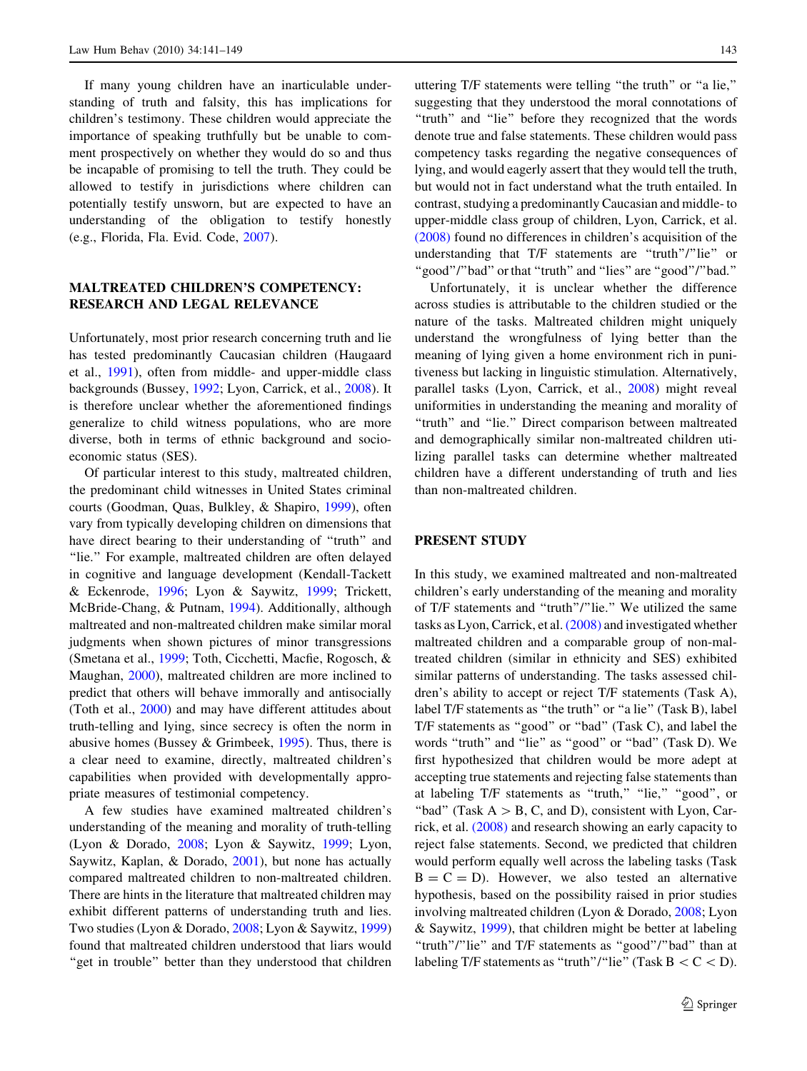If many young children have an inarticulable understanding of truth and falsity, this has implications for children's testimony. These children would appreciate the importance of speaking truthfully but be unable to comment prospectively on whether they would do so and thus be incapable of promising to tell the truth. They could be allowed to testify in jurisdictions where children can potentially testify unsworn, but are expected to have an understanding of the obligation to testify honestly (e.g., Florida, Fla. Evid. Code, 2007).

## MALTREATED CHILDREN'S COMPETENCY: RESEARCH AND LEGAL RELEVANCE

Unfortunately, most prior research concerning truth and lie has tested predominantly Caucasian children (Haugaard et al., 1991), often from middle- and upper-middle class backgrounds (Bussey, 1992; Lyon, Carrick, et al., 2008). It is therefore unclear whether the aforementioned findings generalize to child witness populations, who are more diverse, both in terms of ethnic background and socio-economic status (SES).

Of particular interest to this study, maltreated children, the predominant child witnesses in United States criminal courts (Goodman, Quas, Bulkley, & Shapiro, 1999), often vary from typically developing children on dimensions that have direct bearing to their understanding of "truth" and "lie." For example, maltreated children are often delayed in cognitive and language development (Kendall-Tackett & Eckenrode, 1996; Lyon & Saywitz, 1999; Trickett, McBride-Chang, & Putnam, 1994). Additionally, although maltreated and non-maltreated children make similar moral judgments when shown pictures of minor transgressions (Smetana et al., 1999; Toth, Cicchetti, Macfie, Rogosch, & Maughan, 2000), maltreated children are more inclined to predict that others will behave immorally and antisocially (Toth et al., 2000) and may have different attitudes about truth-telling and lying, since secrecy is often the norm in abusive homes (Bussey & Grimbeek, 1995). Thus, there is a clear need to examine, directly, maltreated children's capabilities when provided with developmentally appropriate measures of testimonial competency.

A few studies have examined maltreated children's understanding of the meaning and morality of truth-telling (Lyon & Dorado, 2008; Lyon & Saywitz, 1999; Lyon, Saywitz, Kaplan, & Dorado, 2001), but none has actually compared maltreated children to non-maltreated children. There are hints in the literature that maltreated children may exhibit different patterns of understanding truth and lies. Two studies (Lyon & Dorado, 2008; Lyon & Saywitz, 1999) found that maltreated children understood that liars would "get in trouble" better than they understood that children uttering T/F statements were telling "the truth" or "a lie," suggesting that they understood the moral connotations of "truth" and "lie" before they recognized that the words denote true and false statements. These children would pass competency tasks regarding the negative consequences of lying, and would eagerly assert that they would tell the truth, but would not in fact understand what the truth entailed. In contrast, studying a predominantly Caucasian and middle- to upper-middle class group of children, Lyon, Carrick, et al. (2008) found no differences in children's acquisition of the understanding that T/F statements are "truth"/"lie" or "good"/"bad" or that "truth" and "lies" are "good"/"bad."

Unfortunately, it is unclear whether the difference across studies is attributable to the children studied or the nature of the tasks. Maltreated children might uniquely understand the wrongfulness of lying better than the meaning of lying given a home environment rich in punitiveness but lacking in linguistic stimulation. Alternatively, parallel tasks (Lyon, Carrick, et al., 2008) might reveal uniformities in understanding the meaning and morality of "truth" and "lie." Direct comparison between maltreated and demographically similar non-maltreated children utilizing parallel tasks can determine whether maltreated children have a different understanding of truth and lies than non-maltreated children.

## PRESENT STUDY

In this study, we examined maltreated and non-maltreated children's early understanding of the meaning and morality of T/F statements and "truth"/"lie." We utilized the same tasks as Lyon, Carrick, et al. (2008) and investigated whether maltreated children and a comparable group of non-maltreated children (similar in ethnicity and SES) exhibited similar patterns of understanding. The tasks assessed children's ability to accept or reject T/F statements (Task A), label T/F statements as "the truth" or "a lie" (Task B), label T/F statements as "good" or "bad" (Task C), and label the words "truth" and "lie" as "good" or "bad" (Task D). We first hypothesized that children would be more adept at accepting true statements and rejecting false statements than at labeling T/F statements as "truth," "lie," "good", or "bad" (Task A > B, C, and D), consistent with Lyon, Carrick, et al. (2008) and research showing an early capacity to reject false statements. Second, we predicted that children would perform equally well across the labeling tasks (Task B = C = D). However, we also tested an alternative hypothesis, based on the possibility raised in prior studies involving maltreated children (Lyon & Dorado, 2008; Lyon & Saywitz, 1999), that children might be better at labeling "truth"/"lie" and T/F statements as "good"/"bad" than at labeling T/F statements as "truth"/"lie" (Task B < C < D).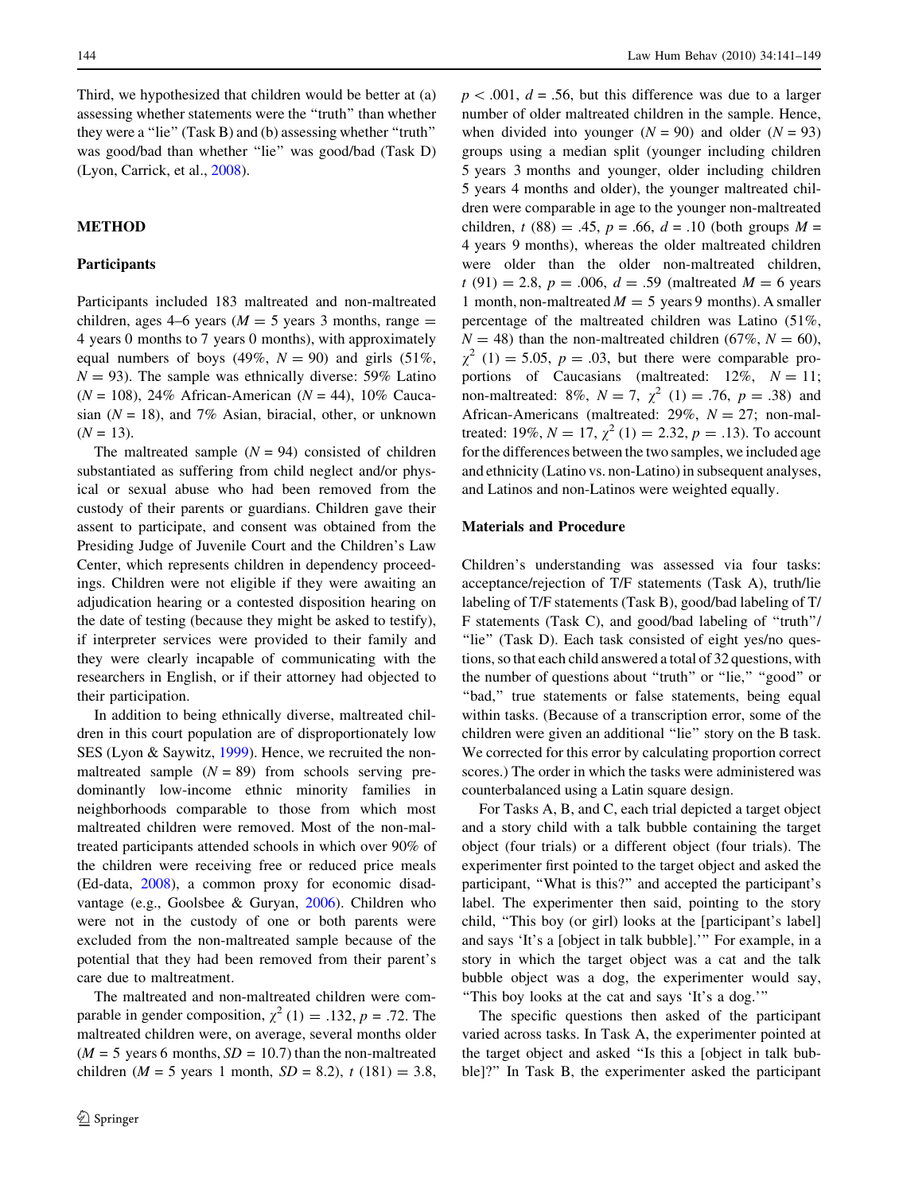Third, we hypothesized that children would be better at (a) assessing whether statements were the "truth" than whether they were a "lie" (Task B) and (b) assessing whether "truth" was good/bad than whether "lie" was good/bad (Task D) (Lyon, Carrick, et al., 2008).

## METHOD

### Participants

Participants included 183 maltreated and non-maltreated children, ages 4–6 years ($M = 5$ years 3 months, range = 4 years 0 months to 7 years 0 months), with approximately equal numbers of boys (49%, $N = 90$) and girls (51%, $N = 93$). The sample was ethnically diverse: 59% Latino ($N = 108$), 24% African-American ($N = 44$), 10% Caucasian ($N = 18$), and 7% Asian, biracial, other, or unknown ($N = 13$).

The maltreated sample ($N = 94$) consisted of children substantiated as suffering from child neglect and/or physical or sexual abuse who had been removed from the custody of their parents or guardians. Children gave their assent to participate, and consent was obtained from the Presiding Judge of Juvenile Court and the Children's Law Center, which represents children in dependency proceedings. Children were not eligible if they were awaiting an adjudication hearing or a contested disposition hearing on the date of testing (because they might be asked to testify), if interpreter services were provided to their family and they were clearly incapable of communicating with the researchers in English, or if their attorney had objected to their participation.

In addition to being ethnically diverse, maltreated children in this court population are of disproportionately low SES (Lyon & Saywitz, 1999). Hence, we recruited the non-maltreated sample ($N = 89$) from schools serving predominantly low-income ethnic minority families in neighborhoods comparable to those from which most maltreated children were removed. Most of the non-maltreated participants attended schools in which over 90% of the children were receiving free or reduced price meals (Ed-data, 2008), a common proxy for economic disadvantage (e.g., Goolsbee & Guryan, 2006). Children who were not in the custody of one or both parents were excluded from the non-maltreated sample because of the potential that they had been removed from their parent's care due to maltreatment.

The maltreated and non-maltreated children were comparable in gender composition, $\chi^2 (1) = .132$, $p = .72$. The maltreated children were, on average, several months older ($M = 5$ years 6 months, $SD = 10.7$) than the non-maltreated children ($M = 5$ years 1 month, $SD = 8.2$), $t\ (181) = 3.8$, $p < .001$, $d = .56$, but this difference was due to a larger number of older maltreated children in the sample. Hence, when divided into younger ($N = 90$) and older ($N = 93$) groups using a median split (younger including children 5 years 3 months and younger, older including children 5 years 4 months and older), the younger maltreated children were comparable in age to the younger non-maltreated children, $t\ (88) = .45$, $p = .66$, $d = .10$ (both groups $M =$ 4 years 9 months), whereas the older maltreated children were older than the older non-maltreated children, $t\ (91) = 2.8$, $p = .006$, $d = .59$ (maltreated $M = 6$ years 1 month, non-maltreated $M = 5$ years 9 months). A smaller percentage of the maltreated children was Latino (51%, $N = 48$) than the non-maltreated children (67%, $N = 60$), $\chi^2 (1) = 5.05$, $p = .03$, but there were comparable proportions of Caucasians (maltreated: 12%, $N = 11$; non-maltreated: 8%, $N = 7$, $\chi^2 (1) = .76$, $p = .38$) and African-Americans (maltreated: 29%, $N = 27$; non-maltreated: 19%, $N = 17$, $\chi^2 (1) = 2.32$, $p = .13$). To account for the differences between the two samples, we included age and ethnicity (Latino vs. non-Latino) in subsequent analyses, and Latinos and non-Latinos were weighted equally.

### Materials and Procedure

Children's understanding was assessed via four tasks: acceptance/rejection of T/F statements (Task A), truth/lie labeling of T/F statements (Task B), good/bad labeling of T/F statements (Task C), and good/bad labeling of "truth"/"lie" (Task D). Each task consisted of eight yes/no questions, so that each child answered a total of 32 questions, with the number of questions about "truth" or "lie," "good" or "bad," true statements or false statements, being equal within tasks. (Because of a transcription error, some of the children were given an additional "lie" story on the B task. We corrected for this error by calculating proportion correct scores.) The order in which the tasks were administered was counterbalanced using a Latin square design.

For Tasks A, B, and C, each trial depicted a target object and a story child with a talk bubble containing the target object (four trials) or a different object (four trials). The experimenter first pointed to the target object and asked the participant, "What is this?" and accepted the participant's label. The experimenter then said, pointing to the story child, "This boy (or girl) looks at the [participant's label] and says 'It's a [object in talk bubble].'" For example, in a story in which the target object was a cat and the talk bubble object was a dog, the experimenter would say, "This boy looks at the cat and says 'It's a dog.'"

The specific questions then asked of the participant varied across tasks. In Task A, the experimenter pointed at the target object and asked "Is this a [object in talk bubble]?" In Task B, the experimenter asked the participant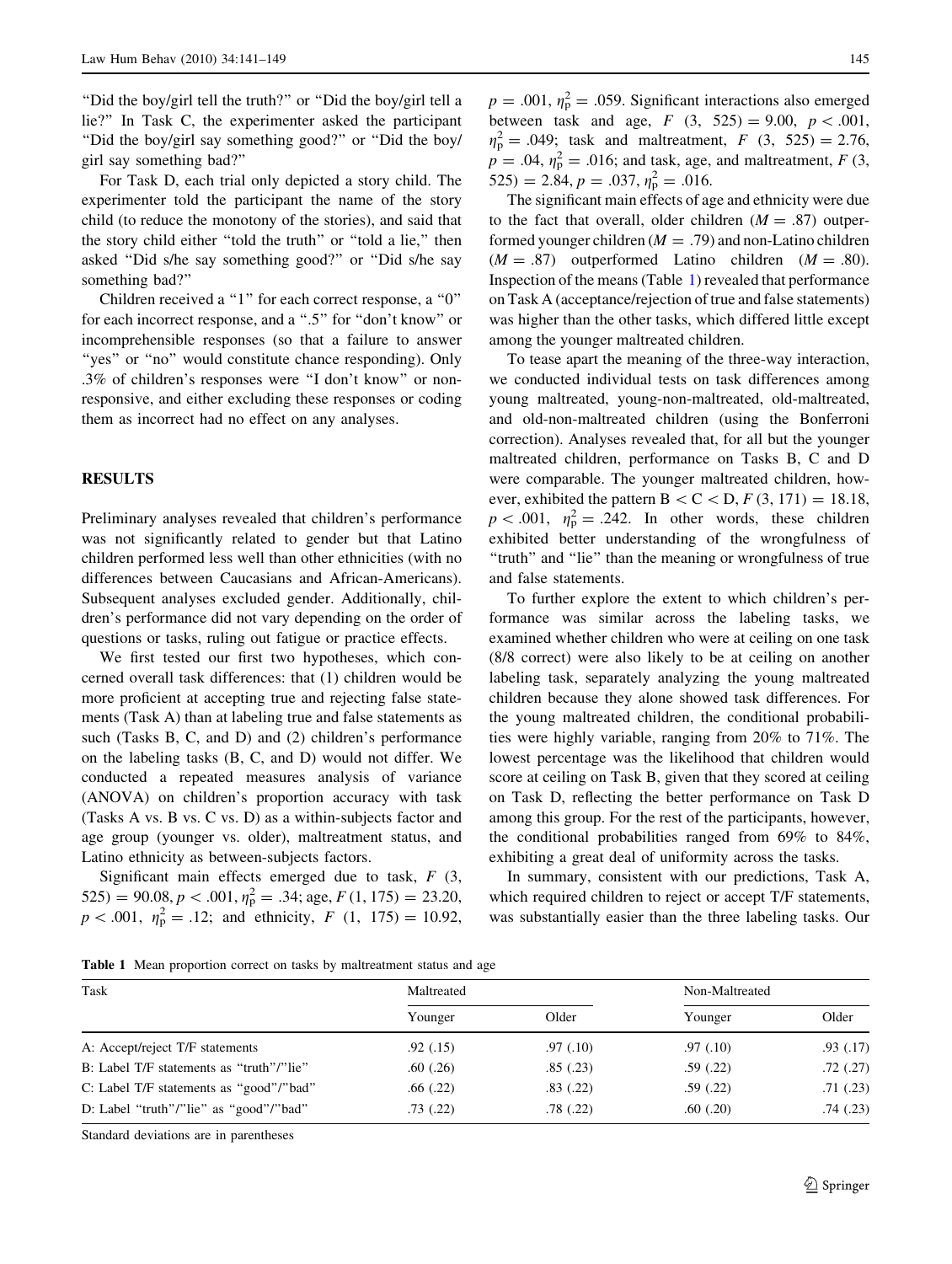"Did the boy/girl tell the truth?" or "Did the boy/girl tell a lie?" In Task C, the experimenter asked the participant "Did the boy/girl say something good?" or "Did the boy/girl say something bad?"

For Task D, each trial only depicted a story child. The experimenter told the participant the name of the story child (to reduce the monotony of the stories), and said that the story child either "told the truth" or "told a lie," then asked "Did s/he say something good?" or "Did s/he say something bad?"

Children received a "1" for each correct response, a "0" for each incorrect response, and a ".5" for "don't know" or incomprehensible responses (so that a failure to answer "yes" or "no" would constitute chance responding). Only .3% of children's responses were "I don't know" or non-responsive, and either excluding these responses or coding them as incorrect had no effect on any analyses.

## RESULTS

Preliminary analyses revealed that children's performance was not significantly related to gender but that Latino children performed less well than other ethnicities (with no differences between Caucasians and African-Americans). Subsequent analyses excluded gender. Additionally, children's performance did not vary depending on the order of questions or tasks, ruling out fatigue or practice effects.

We first tested our first two hypotheses, which concerned overall task differences: that (1) children would be more proficient at accepting true and rejecting false statements (Task A) than at labeling true and false statements as such (Tasks B, C, and D) and (2) children's performance on the labeling tasks (B, C, and D) would not differ. We conducted a repeated measures analysis of variance (ANOVA) on children's proportion accuracy with task (Tasks A vs. B vs. C vs. D) as a within-subjects factor and age group (younger vs. older), maltreatment status, and Latino ethnicity as between-subjects factors.

Significant main effects emerged due to task, $F$ (3, 525) = 90.08, $p < .001$, $\eta^2_p = .34$; age, $F$ (1, 175) = 23.20, $p < .001$, $\eta^2_p = .12$; and ethnicity, $F$ (1, 175) = 10.92, $p = .001$, $\eta^2_p = .059$. Significant interactions also emerged between task and age, $F$ (3, 525) = 9.00, $p < .001$, $\eta^2_p = .049$; task and maltreatment, $F$ (3, 525) = 2.76, $p = .04$, $\eta^2_p = .016$; and task, age, and maltreatment, $F$ (3, 525) = 2.84, $p = .037$, $\eta^2_p = .016$.

The significant main effects of age and ethnicity were due to the fact that overall, older children ($M = .87$) outperformed younger children ($M = .79$) and non-Latino children ($M = .87$) outperformed Latino children ($M = .80$). Inspection of the means (Table 1) revealed that performance on Task A (acceptance/rejection of true and false statements) was higher than the other tasks, which differed little except among the younger maltreated children.

To tease apart the meaning of the three-way interaction, we conducted individual tests on task differences among young maltreated, young-non-maltreated, old-maltreated, and old-non-maltreated children (using the Bonferroni correction). Analyses revealed that, for all but the younger maltreated children, performance on Tasks B, C and D were comparable. The younger maltreated children, however, exhibited the pattern B < C < D, $F$ (3, 171) = 18.18, $p < .001$, $\eta^2_p = .242$. In other words, these children exhibited better understanding of the wrongfulness of "truth" and "lie" than the meaning or wrongfulness of true and false statements.

To further explore the extent to which children's performance was similar across the labeling tasks, we examined whether children who were at ceiling on one task (8/8 correct) were also likely to be at ceiling on another labeling task, separately analyzing the young maltreated children because they alone showed task differences. For the young maltreated children, the conditional probabilities were highly variable, ranging from 20% to 71%. The lowest percentage was the likelihood that children would score at ceiling on Task B, given that they scored at ceiling on Task D, reflecting the better performance on Task D among this group. For the rest of the participants, however, the conditional probabilities ranged from 69% to 84%, exhibiting a great deal of uniformity across the tasks.

In summary, consistent with our predictions, Task A, which required children to reject or accept T/F statements, was substantially easier than the three labeling tasks. Our

**Table 1** Mean proportion correct on tasks by maltreatment status and age

| Task | Maltreated | | Non-Maltreated | |
|---|---|---|---|---|
| | Younger | Older | Younger | Older |
| A: Accept/reject T/F statements | .92 (.15) | .97 (.10) | .97 (.10) | .93 (.17) |
| B: Label T/F statements as "truth"/"lie" | .60 (.26) | .85 (.23) | .59 (.22) | .72 (.27) |
| C: Label T/F statements as "good"/"bad" | .66 (.22) | .83 (.22) | .59 (.22) | .71 (.23) |
| D: Label "truth"/"lie" as "good"/"bad" | .73 (.22) | .78 (.22) | .60 (.20) | .74 (.23) |

Standard deviations are in parentheses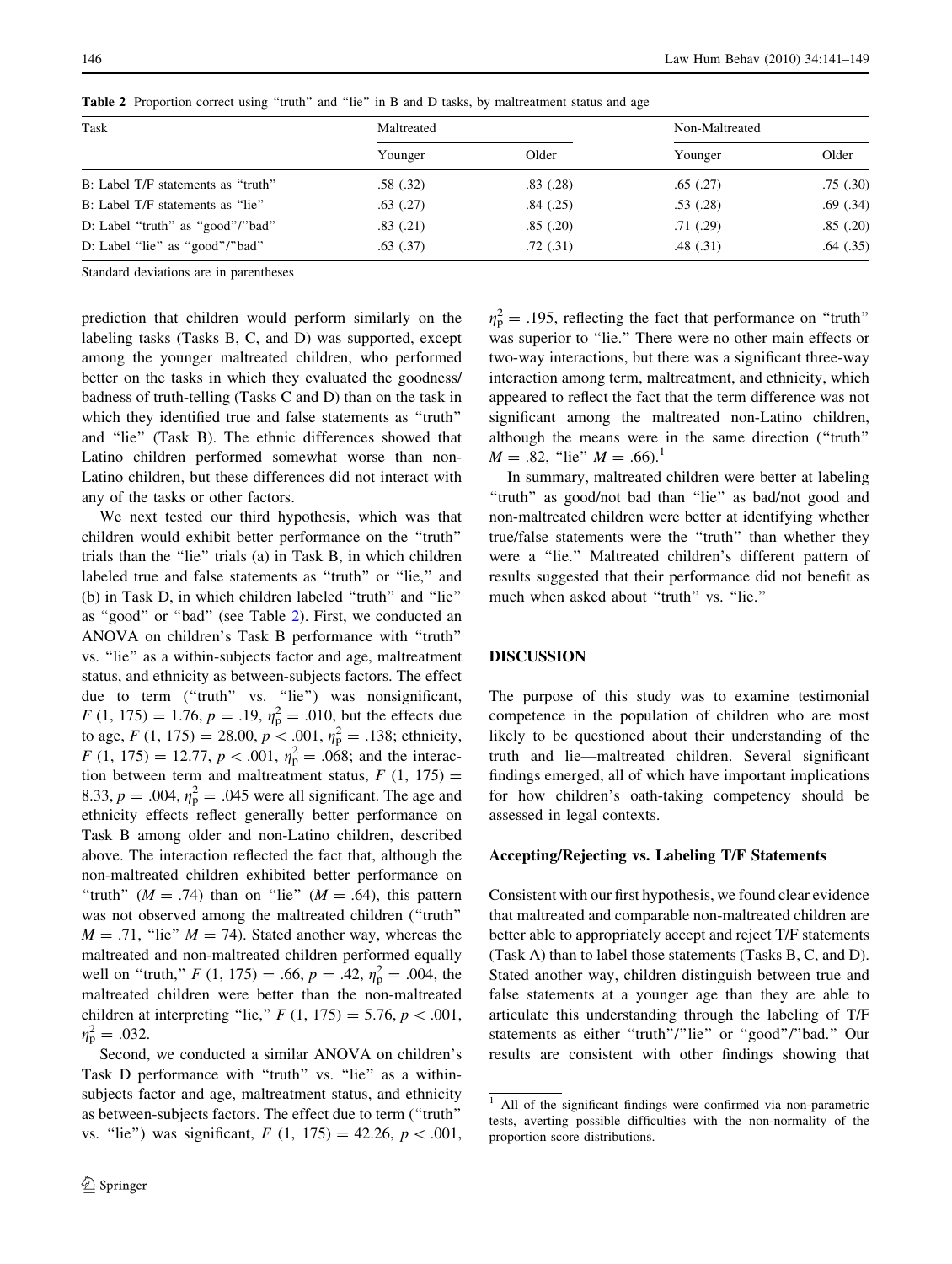**Table 2** Proportion correct using "truth" and "lie" in B and D tasks, by maltreatment status and age

| Task | Maltreated | | Non-Maltreated | |
|---|---|---|---|---|
| | Younger | Older | Younger | Older |
| B: Label T/F statements as "truth" | .58 (.32) | .83 (.28) | .65 (.27) | .75 (.30) |
| B: Label T/F statements as "lie" | .63 (.27) | .84 (.25) | .53 (.28) | .69 (.34) |
| D: Label "truth" as "good"/"bad" | .83 (.21) | .85 (.20) | .71 (.29) | .85 (.20) |
| D: Label "lie" as "good"/"bad" | .63 (.37) | .72 (.31) | .48 (.31) | .64 (.35) |

Standard deviations are in parentheses

prediction that children would perform similarly on the labeling tasks (Tasks B, C, and D) was supported, except among the younger maltreated children, who performed better on the tasks in which they evaluated the goodness/badness of truth-telling (Tasks C and D) than on the task in which they identified true and false statements as "truth" and "lie" (Task B). The ethnic differences showed that Latino children performed somewhat worse than non-Latino children, but these differences did not interact with any of the tasks or other factors.

We next tested our third hypothesis, which was that children would exhibit better performance on the "truth" trials than the "lie" trials (a) in Task B, in which children labeled true and false statements as "truth" or "lie," and (b) in Task D, in which children labeled "truth" and "lie" as "good" or "bad" (see Table 2). First, we conducted an ANOVA on children's Task B performance with "truth" vs. "lie" as a within-subjects factor and age, maltreatment status, and ethnicity as between-subjects factors. The effect due to term ("truth" vs. "lie") was nonsignificant, $F$ (1, 175) = 1.76, $p = .19$, $\eta_p^2 = .010$, but the effects due to age, $F$ (1, 175) = 28.00, $p < .001$, $\eta_p^2 = .138$; ethnicity, $F$ (1, 175) = 12.77, $p < .001$, $\eta_p^2 = .068$; and the interaction between term and maltreatment status, $F$ (1, 175) = 8.33, $p = .004$, $\eta_p^2 = .045$ were all significant. The age and ethnicity effects reflect generally better performance on Task B among older and non-Latino children, described above. The interaction reflected the fact that, although the non-maltreated children exhibited better performance on "truth" ($M = .74$) than on "lie" ($M = .64$), this pattern was not observed among the maltreated children ("truth" $M = .71$, "lie" $M = 74$). Stated another way, whereas the maltreated and non-maltreated children performed equally well on "truth," $F$ (1, 175) = .66, $p = .42$, $\eta_p^2 = .004$, the maltreated children were better than the non-maltreated children at interpreting "lie," $F$ (1, 175) = 5.76, $p < .001$, $\eta_p^2 = .032$.

Second, we conducted a similar ANOVA on children's Task D performance with "truth" vs. "lie" as a within-subjects factor and age, maltreatment status, and ethnicity as between-subjects factors. The effect due to term ("truth" vs. "lie") was significant, $F$ (1, 175) = 42.26, $p < .001$, $\eta_p^2 = .195$, reflecting the fact that performance on "truth" was superior to "lie." There were no other main effects or two-way interactions, but there was a significant three-way interaction among term, maltreatment, and ethnicity, which appeared to reflect the fact that the term difference was not significant among the maltreated non-Latino children, although the means were in the same direction ("truth" $M = .82$, "lie" $M = .66$).[1]

In summary, maltreated children were better at labeling "truth" as good/not bad than "lie" as bad/not good and non-maltreated children were better at identifying whether true/false statements were the "truth" than whether they were a "lie." Maltreated children's different pattern of results suggested that their performance did not benefit as much when asked about "truth" vs. "lie."

## DISCUSSION

The purpose of this study was to examine testimonial competence in the population of children who are most likely to be questioned about their understanding of the truth and lie—maltreated children. Several significant findings emerged, all of which have important implications for how children's oath-taking competency should be assessed in legal contexts.

### Accepting/Rejecting vs. Labeling T/F Statements

Consistent with our first hypothesis, we found clear evidence that maltreated and comparable non-maltreated children are better able to appropriately accept and reject T/F statements (Task A) than to label those statements (Tasks B, C, and D). Stated another way, children distinguish between true and false statements at a younger age than they are able to articulate this understanding through the labeling of T/F statements as either "truth"/"lie" or "good"/"bad." Our results are consistent with other findings showing that

[1] All of the significant findings were confirmed via non-parametric tests, averting possible difficulties with the non-normality of the proportion score distributions.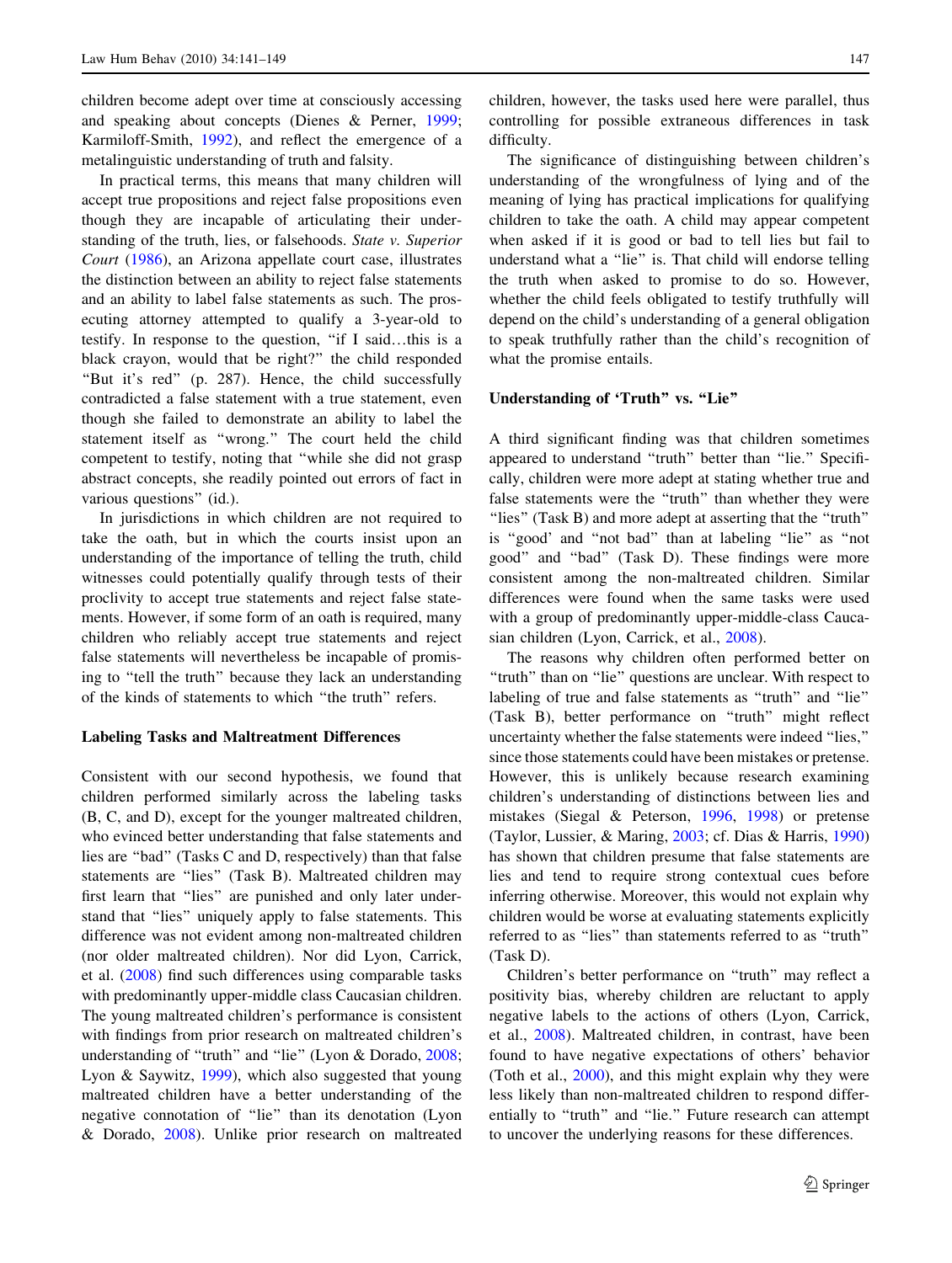children become adept over time at consciously accessing and speaking about concepts (Dienes & Perner, 1999; Karmiloff-Smith, 1992), and reflect the emergence of a metalinguistic understanding of truth and falsity.

In practical terms, this means that many children will accept true propositions and reject false propositions even though they are incapable of articulating their understanding of the truth, lies, or falsehoods. *State v. Superior Court* (1986), an Arizona appellate court case, illustrates the distinction between an ability to reject false statements and an ability to label false statements as such. The prosecuting attorney attempted to qualify a 3-year-old to testify. In response to the question, "if I said…this is a black crayon, would that be right?" the child responded "But it's red" (p. 287). Hence, the child successfully contradicted a false statement with a true statement, even though she failed to demonstrate an ability to label the statement itself as "wrong." The court held the child competent to testify, noting that "while she did not grasp abstract concepts, she readily pointed out errors of fact in various questions" (id.).

In jurisdictions in which children are not required to take the oath, but in which the courts insist upon an understanding of the importance of telling the truth, child witnesses could potentially qualify through tests of their proclivity to accept true statements and reject false statements. However, if some form of an oath is required, many children who reliably accept true statements and reject false statements will nevertheless be incapable of promising to "tell the truth" because they lack an understanding of the kinds of statements to which "the truth" refers.

### Labeling Tasks and Maltreatment Differences

Consistent with our second hypothesis, we found that children performed similarly across the labeling tasks (B, C, and D), except for the younger maltreated children, who evinced better understanding that false statements and lies are "bad" (Tasks C and D, respectively) than that false statements are "lies" (Task B). Maltreated children may first learn that "lies" are punished and only later understand that "lies" uniquely apply to false statements. This difference was not evident among non-maltreated children (nor older maltreated children). Nor did Lyon, Carrick, et al. (2008) find such differences using comparable tasks with predominantly upper-middle class Caucasian children. The young maltreated children's performance is consistent with findings from prior research on maltreated children's understanding of "truth" and "lie" (Lyon & Dorado, 2008; Lyon & Saywitz, 1999), which also suggested that young maltreated children have a better understanding of the negative connotation of "lie" than its denotation (Lyon & Dorado, 2008). Unlike prior research on maltreated children, however, the tasks used here were parallel, thus controlling for possible extraneous differences in task difficulty.

The significance of distinguishing between children's understanding of the wrongfulness of lying and of the meaning of lying has practical implications for qualifying children to take the oath. A child may appear competent when asked if it is good or bad to tell lies but fail to understand what a "lie" is. That child will endorse telling the truth when asked to promise to do so. However, whether the child feels obligated to testify truthfully will depend on the child's understanding of a general obligation to speak truthfully rather than the child's recognition of what the promise entails.

### Understanding of 'Truth" vs. "Lie"

A third significant finding was that children sometimes appeared to understand "truth" better than "lie." Specifically, children were more adept at stating whether true and false statements were the "truth" than whether they were "lies" (Task B) and more adept at asserting that the "truth" is "good' and "not bad" than at labeling "lie" as "not good" and "bad" (Task D). These findings were more consistent among the non-maltreated children. Similar differences were found when the same tasks were used with a group of predominantly upper-middle-class Caucasian children (Lyon, Carrick, et al., 2008).

The reasons why children often performed better on "truth" than on "lie" questions are unclear. With respect to labeling of true and false statements as "truth" and "lie" (Task B), better performance on "truth" might reflect uncertainty whether the false statements were indeed "lies," since those statements could have been mistakes or pretense. However, this is unlikely because research examining children's understanding of distinctions between lies and mistakes (Siegal & Peterson, 1996, 1998) or pretense (Taylor, Lussier, & Maring, 2003; cf. Dias & Harris, 1990) has shown that children presume that false statements are lies and tend to require strong contextual cues before inferring otherwise. Moreover, this would not explain why children would be worse at evaluating statements explicitly referred to as "lies" than statements referred to as "truth" (Task D).

Children's better performance on "truth" may reflect a positivity bias, whereby children are reluctant to apply negative labels to the actions of others (Lyon, Carrick, et al., 2008). Maltreated children, in contrast, have been found to have negative expectations of others' behavior (Toth et al., 2000), and this might explain why they were less likely than non-maltreated children to respond differentially to "truth" and "lie." Future research can attempt to uncover the underlying reasons for these differences.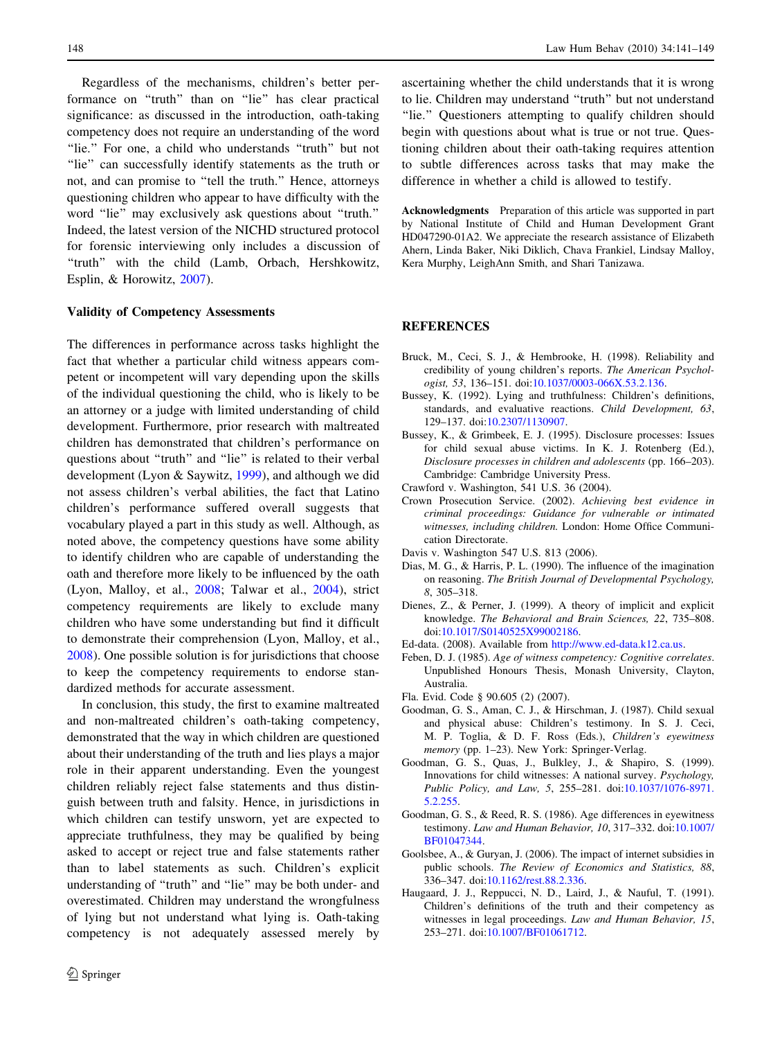Regardless of the mechanisms, children's better performance on "truth" than on "lie" has clear practical significance: as discussed in the introduction, oath-taking competency does not require an understanding of the word "lie." For one, a child who understands "truth" but not "lie" can successfully identify statements as the truth or not, and can promise to "tell the truth." Hence, attorneys questioning children who appear to have difficulty with the word "lie" may exclusively ask questions about "truth." Indeed, the latest version of the NICHD structured protocol for forensic interviewing only includes a discussion of "truth" with the child (Lamb, Orbach, Hershkowitz, Esplin, & Horowitz, 2007).

### Validity of Competency Assessments

The differences in performance across tasks highlight the fact that whether a particular child witness appears competent or incompetent will vary depending upon the skills of the individual questioning the child, who is likely to be an attorney or a judge with limited understanding of child development. Furthermore, prior research with maltreated children has demonstrated that children's performance on questions about "truth" and "lie" is related to their verbal development (Lyon & Saywitz, 1999), and although we did not assess children's verbal abilities, the fact that Latino children's performance suffered overall suggests that vocabulary played a part in this study as well. Although, as noted above, the competency questions have some ability to identify children who are capable of understanding the oath and therefore more likely to be influenced by the oath (Lyon, Malloy, et al., 2008; Talwar et al., 2004), strict competency requirements are likely to exclude many children who have some understanding but find it difficult to demonstrate their comprehension (Lyon, Malloy, et al., 2008). One possible solution is for jurisdictions that choose to keep the competency requirements to endorse standardized methods for accurate assessment.

In conclusion, this study, the first to examine maltreated and non-maltreated children's oath-taking competency, demonstrated that the way in which children are questioned about their understanding of the truth and lies plays a major role in their apparent understanding. Even the youngest children reliably reject false statements and thus distinguish between truth and falsity. Hence, in jurisdictions in which children can testify unsworn, yet are expected to appreciate truthfulness, they may be qualified by being asked to accept or reject true and false statements rather than to label statements as such. Children's explicit understanding of "truth" and "lie" may be both under- and overestimated. Children may understand the wrongfulness of lying but not understand what lying is. Oath-taking competency is not adequately assessed merely by ascertaining whether the child understands that it is wrong to lie. Children may understand "truth" but not understand "lie." Questioners attempting to qualify children should begin with questions about what is true or not true. Questioning children about their oath-taking requires attention to subtle differences across tasks that may make the difference in whether a child is allowed to testify.

**Acknowledgments** Preparation of this article was supported in part by National Institute of Child and Human Development Grant HD047290-01A2. We appreciate the research assistance of Elizabeth Ahern, Linda Baker, Niki Diklich, Chava Frankiel, Lindsay Malloy, Kera Murphy, LeighAnn Smith, and Shari Tanizawa.

## REFERENCES

Bruck, M., Ceci, S. J., & Hembrooke, H. (1998). Reliability and credibility of young children's reports. *The American Psychologist, 53*, 136–151. doi:10.1037/0003-066X.53.2.136.

Bussey, K. (1992). Lying and truthfulness: Children's definitions, standards, and evaluative reactions. *Child Development, 63*, 129–137. doi:10.2307/1130907.

Bussey, K., & Grimbeek, E. J. (1995). Disclosure processes: Issues for child sexual abuse victims. In K. J. Rotenberg (Ed.), *Disclosure processes in children and adolescents* (pp. 166–203). Cambridge: Cambridge University Press.

Crawford v. Washington, 541 U.S. 36 (2004).

Crown Prosecution Service. (2002). *Achieving best evidence in criminal proceedings: Guidance for vulnerable or intimated witnesses, including children.* London: Home Office Communication Directorate.

Davis v. Washington 547 U.S. 813 (2006).

Dias, M. G., & Harris, P. L. (1990). The influence of the imagination on reasoning. *The British Journal of Developmental Psychology, 8*, 305–318.

Dienes, Z., & Perner, J. (1999). A theory of implicit and explicit knowledge. *The Behavioral and Brain Sciences, 22*, 735–808. doi:10.1017/S0140525X99002186.

Ed-data. (2008). Available from http://www.ed-data.k12.ca.us.

Feben, D. J. (1985). *Age of witness competency: Cognitive correlates*. Unpublished Honours Thesis, Monash University, Clayton, Australia.

Fla. Evid. Code § 90.605 (2) (2007).

Goodman, G. S., Aman, C. J., & Hirschman, J. (1987). Child sexual and physical abuse: Children's testimony. In S. J. Ceci, M. P. Toglia, & D. F. Ross (Eds.), *Children's eyewitness memory* (pp. 1–23). New York: Springer-Verlag.

Goodman, G. S., Quas, J., Bulkley, J., & Shapiro, S. (1999). Innovations for child witnesses: A national survey. *Psychology, Public Policy, and Law, 5*, 255–281. doi:10.1037/1076-8971.5.2.255.

Goodman, G. S., & Reed, R. S. (1986). Age differences in eyewitness testimony. *Law and Human Behavior, 10*, 317–332. doi:10.1007/BF01047344.

Goolsbee, A., & Guryan, J. (2006). The impact of internet subsidies in public schools. *The Review of Economics and Statistics, 88*, 336–347. doi:10.1162/rest.88.2.336.

Haugaard, J. J., Reppucci, N. D., Laird, J., & Nauful, T. (1991). Children's definitions of the truth and their competency as witnesses in legal proceedings. *Law and Human Behavior, 15*, 253–271. doi:10.1007/BF01061712.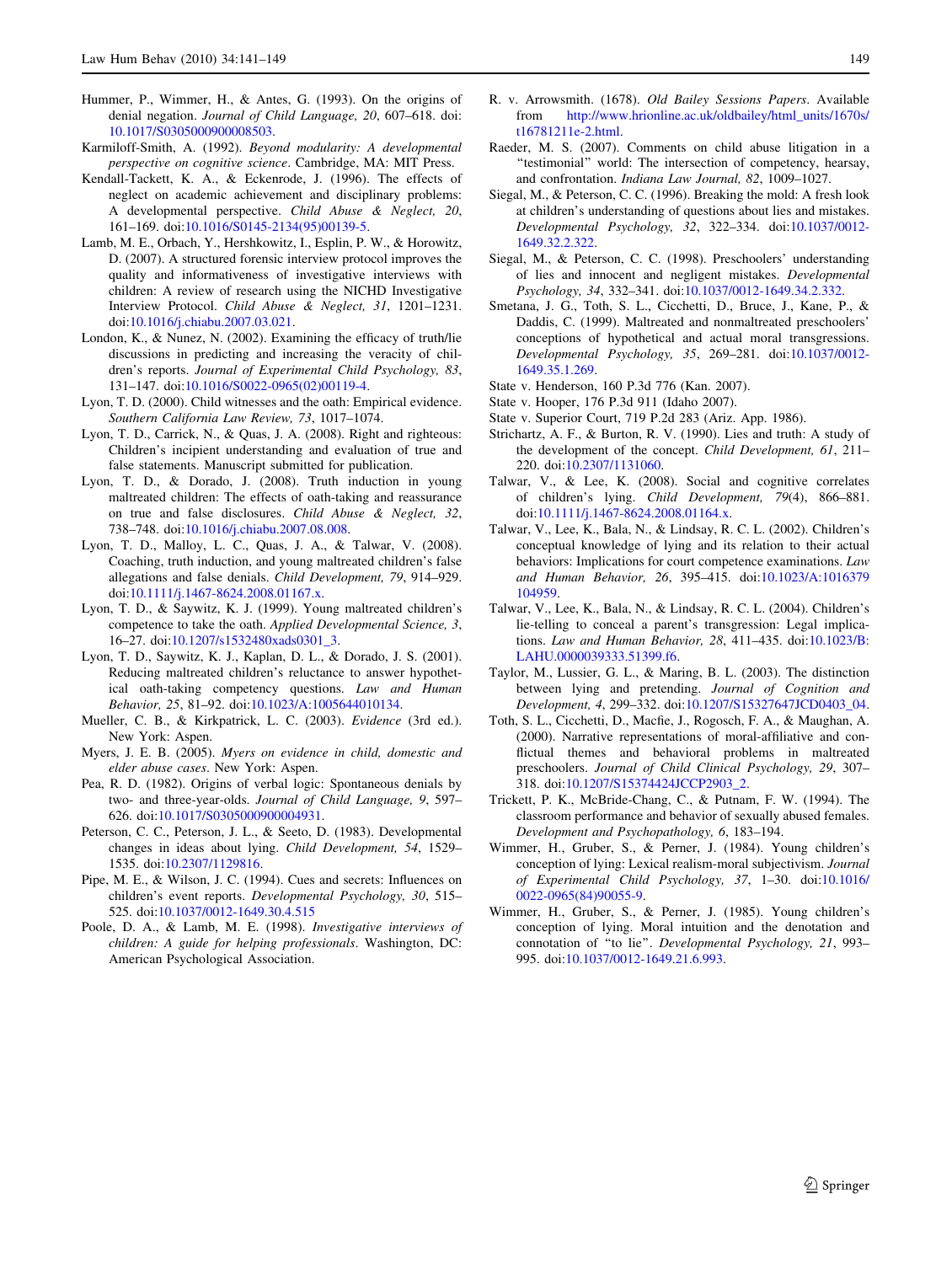Hummer, P., Wimmer, H., & Antes, G. (1993). On the origins of denial negation. *Journal of Child Language, 20*, 607–618. doi:10.1017/S0305000900008503.

Karmiloff-Smith, A. (1992). *Beyond modularity: A developmental perspective on cognitive science*. Cambridge, MA: MIT Press.

Kendall-Tackett, K. A., & Eckenrode, J. (1996). The effects of neglect on academic achievement and disciplinary problems: A developmental perspective. *Child Abuse & Neglect, 20*, 161–169. doi:10.1016/S0145-2134(95)00139-5.

Lamb, M. E., Orbach, Y., Hershkowitz, I., Esplin, P. W., & Horowitz, D. (2007). A structured forensic interview protocol improves the quality and informativeness of investigative interviews with children: A review of research using the NICHD Investigative Interview Protocol. *Child Abuse & Neglect, 31*, 1201–1231. doi:10.1016/j.chiabu.2007.03.021.

London, K., & Nunez, N. (2002). Examining the efficacy of truth/lie discussions in predicting and increasing the veracity of children's reports. *Journal of Experimental Child Psychology, 83*, 131–147. doi:10.1016/S0022-0965(02)00119-4.

Lyon, T. D. (2000). Child witnesses and the oath: Empirical evidence. *Southern California Law Review, 73*, 1017–1074.

Lyon, T. D., Carrick, N., & Quas, J. A. (2008). Right and righteous: Children's incipient understanding and evaluation of true and false statements. Manuscript submitted for publication.

Lyon, T. D., & Dorado, J. (2008). Truth induction in young maltreated children: The effects of oath-taking and reassurance on true and false disclosures. *Child Abuse & Neglect, 32*, 738–748. doi:10.1016/j.chiabu.2007.08.008.

Lyon, T. D., Malloy, L. C., Quas, J. A., & Talwar, V. (2008). Coaching, truth induction, and young maltreated children's false allegations and false denials. *Child Development, 79*, 914–929. doi:10.1111/j.1467-8624.2008.01167.x.

Lyon, T. D., & Saywitz, K. J. (1999). Young maltreated children's competence to take the oath. *Applied Developmental Science, 3*, 16–27. doi:10.1207/s1532480xads0301_3.

Lyon, T. D., Saywitz, K. J., Kaplan, D. L., & Dorado, J. S. (2001). Reducing maltreated children's reluctance to answer hypothetical oath-taking competency questions. *Law and Human Behavior, 25*, 81–92. doi:10.1023/A:1005644010134.

Mueller, C. B., & Kirkpatrick, L. C. (2003). *Evidence* (3rd ed.). New York: Aspen.

Myers, J. E. B. (2005). *Myers on evidence in child, domestic and elder abuse cases*. New York: Aspen.

Pea, R. D. (1982). Origins of verbal logic: Spontaneous denials by two- and three-year-olds. *Journal of Child Language, 9*, 597–626. doi:10.1017/S0305000900004931.

Peterson, C. C., Peterson, J. L., & Seeto, D. (1983). Developmental changes in ideas about lying. *Child Development, 54*, 1529–1535. doi:10.2307/1129816.

Pipe, M. E., & Wilson, J. C. (1994). Cues and secrets: Influences on children's event reports. *Developmental Psychology, 30*, 515–525. doi:10.1037/0012-1649.30.4.515

Poole, D. A., & Lamb, M. E. (1998). *Investigative interviews of children: A guide for helping professionals*. Washington, DC: American Psychological Association.

R. v. Arrowsmith. (1678). *Old Bailey Sessions Papers*. Available from http://www.hrionline.ac.uk/oldbailey/html_units/1670s/t16781211e-2.html.

Raeder, M. S. (2007). Comments on child abuse litigation in a "testimonial" world: The intersection of competency, hearsay, and confrontation. *Indiana Law Journal, 82*, 1009–1027.

Siegal, M., & Peterson, C. C. (1996). Breaking the mold: A fresh look at children's understanding of questions about lies and mistakes. *Developmental Psychology, 32*, 322–334. doi:10.1037/0012-1649.32.2.322.

Siegal, M., & Peterson, C. C. (1998). Preschoolers' understanding of lies and innocent and negligent mistakes. *Developmental Psychology, 34*, 332–341. doi:10.1037/0012-1649.34.2.332.

Smetana, J. G., Toth, S. L., Cicchetti, D., Bruce, J., Kane, P., & Daddis, C. (1999). Maltreated and nonmaltreated preschoolers' conceptions of hypothetical and actual moral transgressions. *Developmental Psychology, 35*, 269–281. doi:10.1037/0012-1649.35.1.269.

State v. Henderson, 160 P.3d 776 (Kan. 2007).

State v. Hooper, 176 P.3d 911 (Idaho 2007).

State v. Superior Court, 719 P.2d 283 (Ariz. App. 1986).

Strichartz, A. F., & Burton, R. V. (1990). Lies and truth: A study of the development of the concept. *Child Development, 61*, 211–220. doi:10.2307/1131060.

Talwar, V., & Lee, K. (2008). Social and cognitive correlates of children's lying. *Child Development, 79*(4), 866–881. doi:10.1111/j.1467-8624.2008.01164.x.

Talwar, V., Lee, K., Bala, N., & Lindsay, R. C. L. (2002). Children's conceptual knowledge of lying and its relation to their actual behaviors: Implications for court competence examinations. *Law and Human Behavior, 26*, 395–415. doi:10.1023/A:1016379104959.

Talwar, V., Lee, K., Bala, N., & Lindsay, R. C. L. (2004). Children's lie-telling to conceal a parent's transgression: Legal implications. *Law and Human Behavior, 28*, 411–435. doi:10.1023/B:LAHU.0000039333.51399.f6.

Taylor, M., Lussier, G. L., & Maring, B. L. (2003). The distinction between lying and pretending. *Journal of Cognition and Development, 4*, 299–332. doi:10.1207/S15327647JCD0403_04.

Toth, S. L., Cicchetti, D., Macfie, J., Rogosch, F. A., & Maughan, A. (2000). Narrative representations of moral-affiliative and conflictual themes and behavioral problems in maltreated preschoolers. *Journal of Child Clinical Psychology, 29*, 307–318. doi:10.1207/S15374424JCCP2903_2.

Trickett, P. K., McBride-Chang, C., & Putnam, F. W. (1994). The classroom performance and behavior of sexually abused females. *Development and Psychopathology, 6*, 183–194.

Wimmer, H., Gruber, S., & Perner, J. (1984). Young children's conception of lying: Lexical realism-moral subjectivism. *Journal of Experimental Child Psychology, 37*, 1–30. doi:10.1016/0022-0965(84)90055-9.

Wimmer, H., Gruber, S., & Perner, J. (1985). Young children's conception of lying. Moral intuition and the denotation and connotation of "to lie". *Developmental Psychology, 21*, 993–995. doi:10.1037/0012-1649.21.6.993.